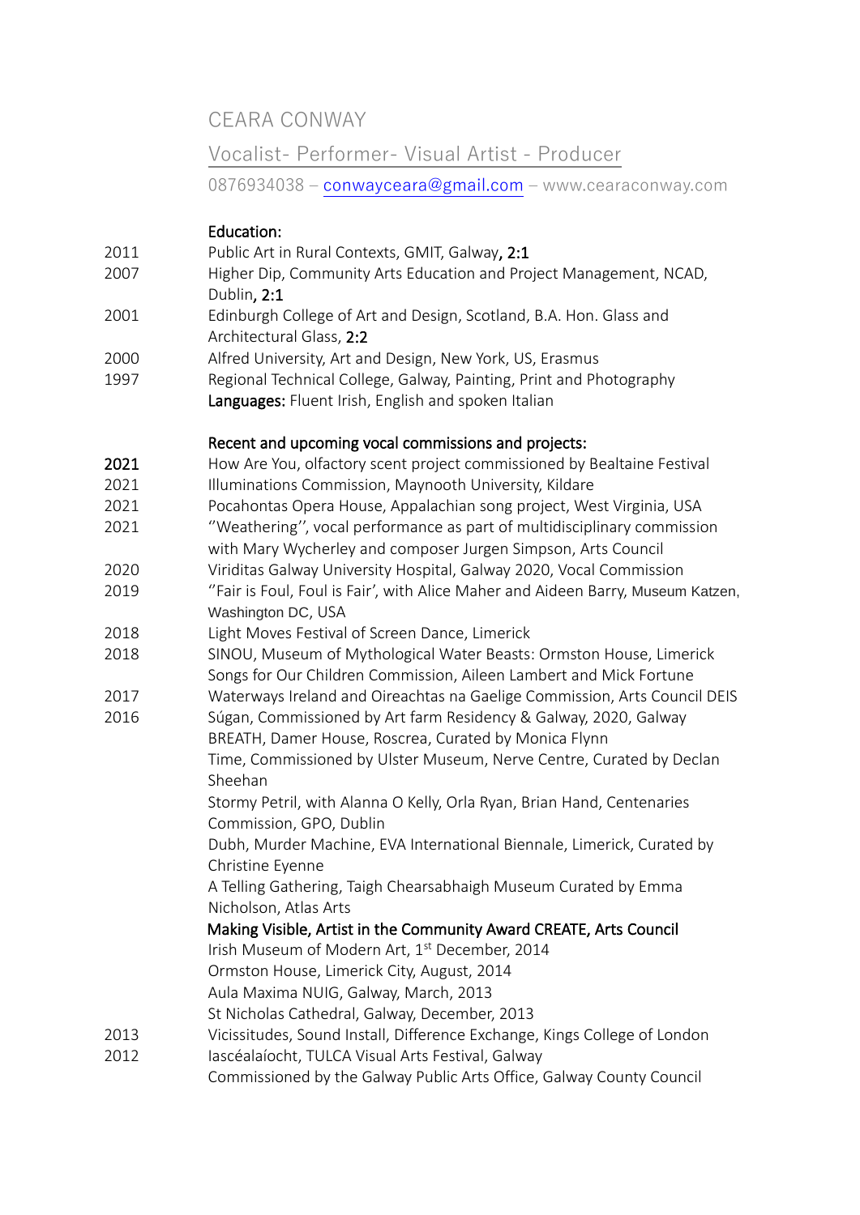# CEARA CONWAY

## Vocalist- Performer- Visual Artist - Producer

0876934038 – conwayceara@gmail.com – www.cearaconway.com

**Education:**

2011 Public Art in Rural Contexts, GMIT, Galway, **2:1**

2007 Higher Dip, Community Arts Education and Project Management, NCAD, Dublin, **2:1**

2001 Edinburgh College of Art and Design, Scotland, B.A. Hon. Glass and Architectural Glass, **2:2**

2000 Alfred University, Art and Design, New York, US, Erasmus

1997 Regional Technical College, Galway, Painting, Print and Photography

**Languages:** Fluent Irish, English and spoken Italian

**Recent and upcoming vocal commissions and projects:**

**2021** How Are You, olfactory scent project commissioned by Bealtaine Festival

2021 Illuminations Commission, Maynooth University, Kildare

2021 Pocahontas Opera House, Appalachian song project, West Virginia, USA

2021 ''Weathering'', vocal performance as part of multidisciplinary commission with Mary Wycherley and composer Jurgen Simpson, Arts Council

2020 Viriditas Galway University Hospital, Galway 2020, Vocal Commission

2019 ''Fair is Foul, Foul is Fair', with Alice Maher and Aideen Barry, Museum Katzen, Washington DC, USA

2018 Light Moves Festival of Screen Dance, Limerick

2018 SINOU, Museum of Mythological Water Beasts: Ormston House, Limerick
Songs for Our Children Commission, Aileen Lambert and Mick Fortune

2017 Waterways Ireland and Oireachtas na Gaelige Commission, Arts Council DEIS

2016 Súgan, Commissioned by Art farm Residency & Galway, 2020, Galway
BREATH, Damer House, Roscrea, Curated by Monica Flynn
Time, Commissioned by Ulster Museum, Nerve Centre, Curated by Declan Sheehan
Stormy Petril, with Alanna O Kelly, Orla Ryan, Brian Hand, Centenaries Commission, GPO, Dublin
Dubh, Murder Machine, EVA International Biennale, Limerick, Curated by Christine Eyenne
A Telling Gathering, Taigh Chearsabhaigh Museum Curated by Emma Nicholson, Atlas Arts
**Making Visible, Artist in the Community Award CREATE, Arts Council**
Irish Museum of Modern Art, 1st December, 2014
Ormston House, Limerick City, August, 2014
Aula Maxima NUIG, Galway, March, 2013
St Nicholas Cathedral, Galway, December, 2013

2013 Vicissitudes, Sound Install, Difference Exchange, Kings College of London

2012 Iascéalaíocht, TULCA Visual Arts Festival, Galway
Commissioned by the Galway Public Arts Office, Galway County Council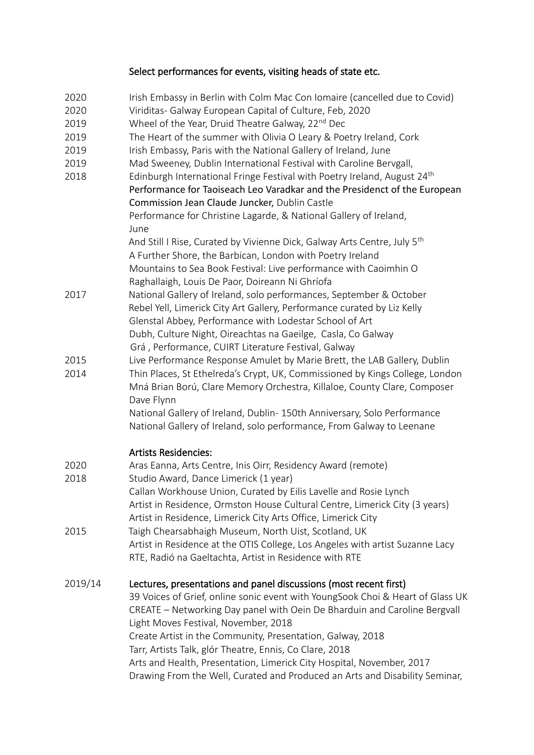### Select performances for events, visiting heads of state etc.

2020 Irish Embassy in Berlin with Colm Mac Con Iomaire (cancelled due to Covid)
2020 Viriditas- Galway European Capital of Culture, Feb, 2020
2019 Wheel of the Year, Druid Theatre Galway, 22nd Dec
2019 The Heart of the summer with Olivia O Leary & Poetry Ireland, Cork
2019 Irish Embassy, Paris with the National Gallery of Ireland, June
2019 Mad Sweeney, Dublin International Festival with Caroline Bervgall,
2018 Edinburgh International Fringe Festival with Poetry Ireland, August 24th
**Performance for Taoiseach Leo Varadkar and the Presidenct of the European Commission Jean Claude Juncker,** Dublin Castle
Performance for Christine Lagarde, & National Gallery of Ireland, June
And Still I Rise, Curated by Vivienne Dick, Galway Arts Centre, July 5th
A Further Shore, the Barbican, London with Poetry Ireland
Mountains to Sea Book Festival: Live performance with Caoimhin O Raghallaigh, Louis De Paor, Doireann Ni Ghríofa
2017 National Gallery of Ireland, solo performances, September & October
Rebel Yell, Limerick City Art Gallery, Performance curated by Liz Kelly
Glenstal Abbey, Performance with Lodestar School of Art
Dubh, Culture Night, Oireachtas na Gaeilge, Casla, Co Galway
Grá , Performance, CUIRT Literature Festival, Galway
2015 Live Performance Response Amulet by Marie Brett, the LAB Gallery, Dublin
2014 Thin Places, St Ethelreda's Crypt, UK, Commissioned by Kings College, London
Mná Brian Ború, Clare Memory Orchestra, Killaloe, County Clare, Composer Dave Flynn
National Gallery of Ireland, Dublin- 150th Anniversary, Solo Performance
National Gallery of Ireland, solo performance, From Galway to Leenane

### Artists Residencies:

2020 Aras Eanna, Arts Centre, Inis Oirr, Residency Award (remote)
2018 Studio Award, Dance Limerick (1 year)
Callan Workhouse Union, Curated by Eilis Lavelle and Rosie Lynch
Artist in Residence, Ormston House Cultural Centre, Limerick City (3 years)
Artist in Residence, Limerick City Arts Office, Limerick City
2015 Taigh Chearsabhaigh Museum, North Uist, Scotland, UK
Artist in Residence at the OTIS College, Los Angeles with artist Suzanne Lacy
RTE, Radió na Gaeltachta, Artist in Residence with RTE

### 2019/14 Lectures, presentations and panel discussions (most recent first)

39 Voices of Grief, online sonic event with YoungSook Choi & Heart of Glass UK
CREATE – Networking Day panel with Oein De Bharduin and Caroline Bergvall
Light Moves Festival, November, 2018
Create Artist in the Community, Presentation, Galway, 2018
Tarr, Artists Talk, glór Theatre, Ennis, Co Clare, 2018
Arts and Health, Presentation, Limerick City Hospital, November, 2017
Drawing From the Well, Curated and Produced an Arts and Disability Seminar,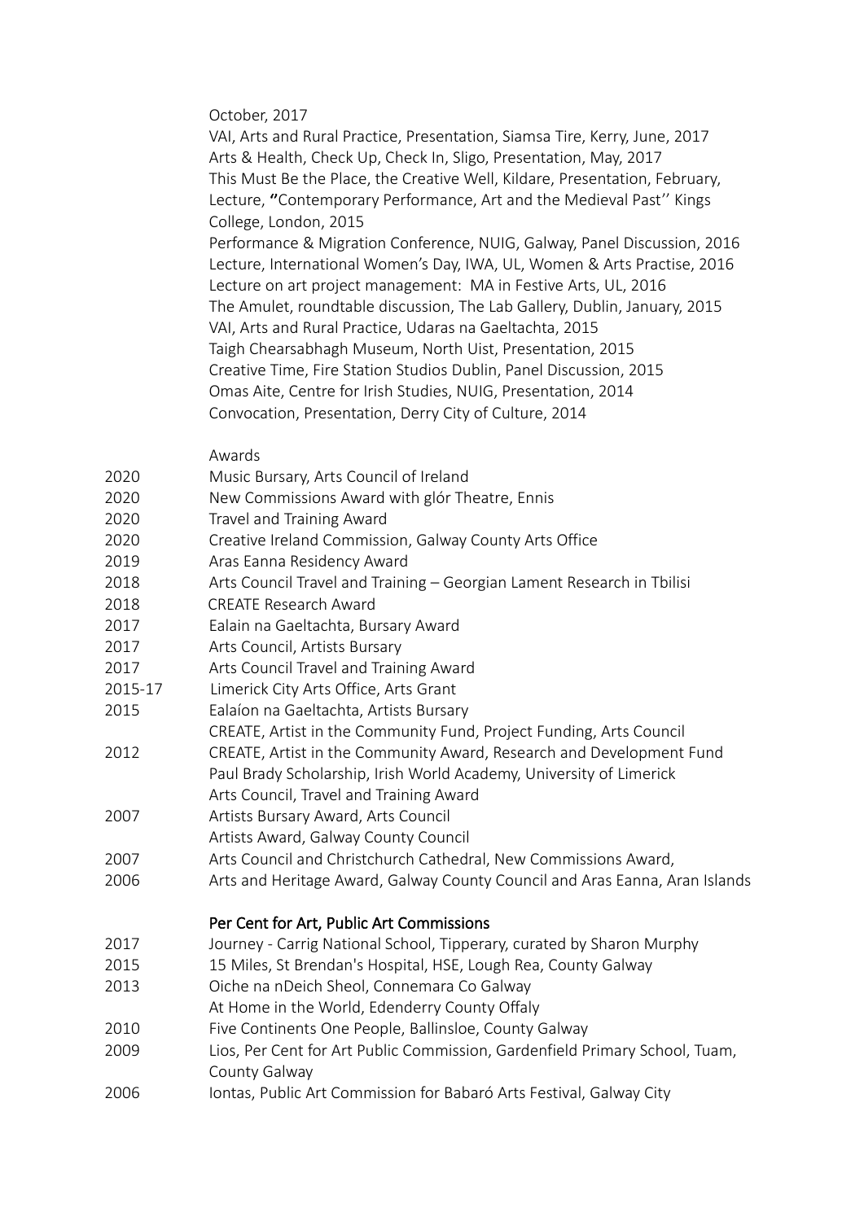October, 2017
VAI, Arts and Rural Practice, Presentation, Siamsa Tire, Kerry, June, 2017
Arts & Health, Check Up, Check In, Sligo, Presentation, May, 2017
This Must Be the Place, the Creative Well, Kildare, Presentation, February,
Lecture, "Contemporary Performance, Art and the Medieval Past'' Kings College, London, 2015
Performance & Migration Conference, NUIG, Galway, Panel Discussion, 2016
Lecture, International Women's Day, IWA, UL, Women & Arts Practise, 2016
Lecture on art project management: MA in Festive Arts, UL, 2016
The Amulet, roundtable discussion, The Lab Gallery, Dublin, January, 2015
VAI, Arts and Rural Practice, Udaras na Gaeltachta, 2015
Taigh Chearsabhagh Museum, North Uist, Presentation, 2015
Creative Time, Fire Station Studios Dublin, Panel Discussion, 2015
Omas Aite, Centre for Irish Studies, NUIG, Presentation, 2014
Convocation, Presentation, Derry City of Culture, 2014

## Awards

| | |
|---|---|
| 2020 | Music Bursary, Arts Council of Ireland |
| 2020 | New Commissions Award with glór Theatre, Ennis |
| 2020 | Travel and Training Award |
| 2020 | Creative Ireland Commission, Galway County Arts Office |
| 2019 | Aras Eanna Residency Award |
| 2018 | Arts Council Travel and Training – Georgian Lament Research in Tbilisi |
| 2018 | CREATE Research Award |
| 2017 | Ealain na Gaeltachta, Bursary Award |
| 2017 | Arts Council, Artists Bursary |
| 2017 | Arts Council Travel and Training Award |
| 2015-17 | Limerick City Arts Office, Arts Grant |
| 2015 | Ealaíon na Gaeltachta, Artists Bursary |
| | CREATE, Artist in the Community Fund, Project Funding, Arts Council |
| 2012 | CREATE, Artist in the Community Award, Research and Development Fund |
| | Paul Brady Scholarship, Irish World Academy, University of Limerick |
| | Arts Council, Travel and Training Award |
| 2007 | Artists Bursary Award, Arts Council |
| | Artists Award, Galway County Council |
| 2007 | Arts Council and Christchurch Cathedral, New Commissions Award, |
| 2006 | Arts and Heritage Award, Galway County Council and Aras Eanna, Aran Islands |

## Per Cent for Art, Public Art Commissions

| | |
|---|---|
| 2017 | Journey - Carrig National School, Tipperary, curated by Sharon Murphy |
| 2015 | 15 Miles, St Brendan's Hospital, HSE, Lough Rea, County Galway |
| 2013 | Oiche na nDeich Sheol, Connemara Co Galway |
| | At Home in the World, Edenderry County Offaly |
| 2010 | Five Continents One People, Ballinsloe, County Galway |
| 2009 | Lios, Per Cent for Art Public Commission, Gardenfield Primary School, Tuam, County Galway |
| 2006 | Iontas, Public Art Commission for Babaró Arts Festival, Galway City |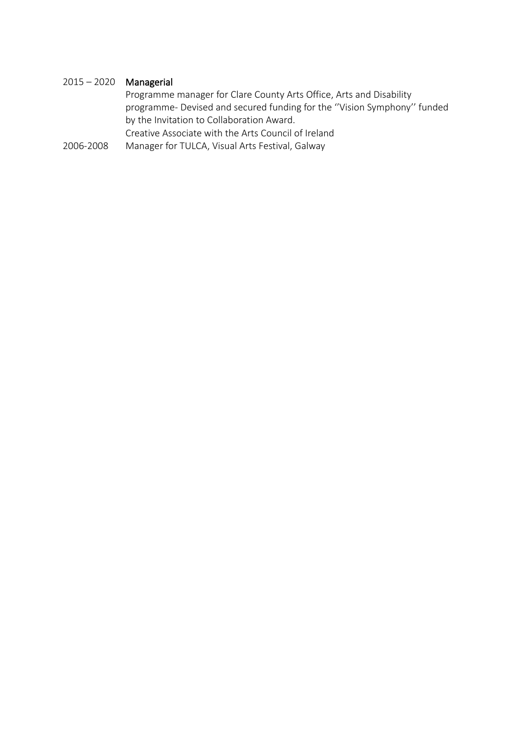2015 – 2020 **Managerial**

Programme manager for Clare County Arts Office, Arts and Disability programme- Devised and secured funding for the ''Vision Symphony'' funded by the Invitation to Collaboration Award.

Creative Associate with the Arts Council of Ireland

2006-2008 Manager for TULCA, Visual Arts Festival, Galway